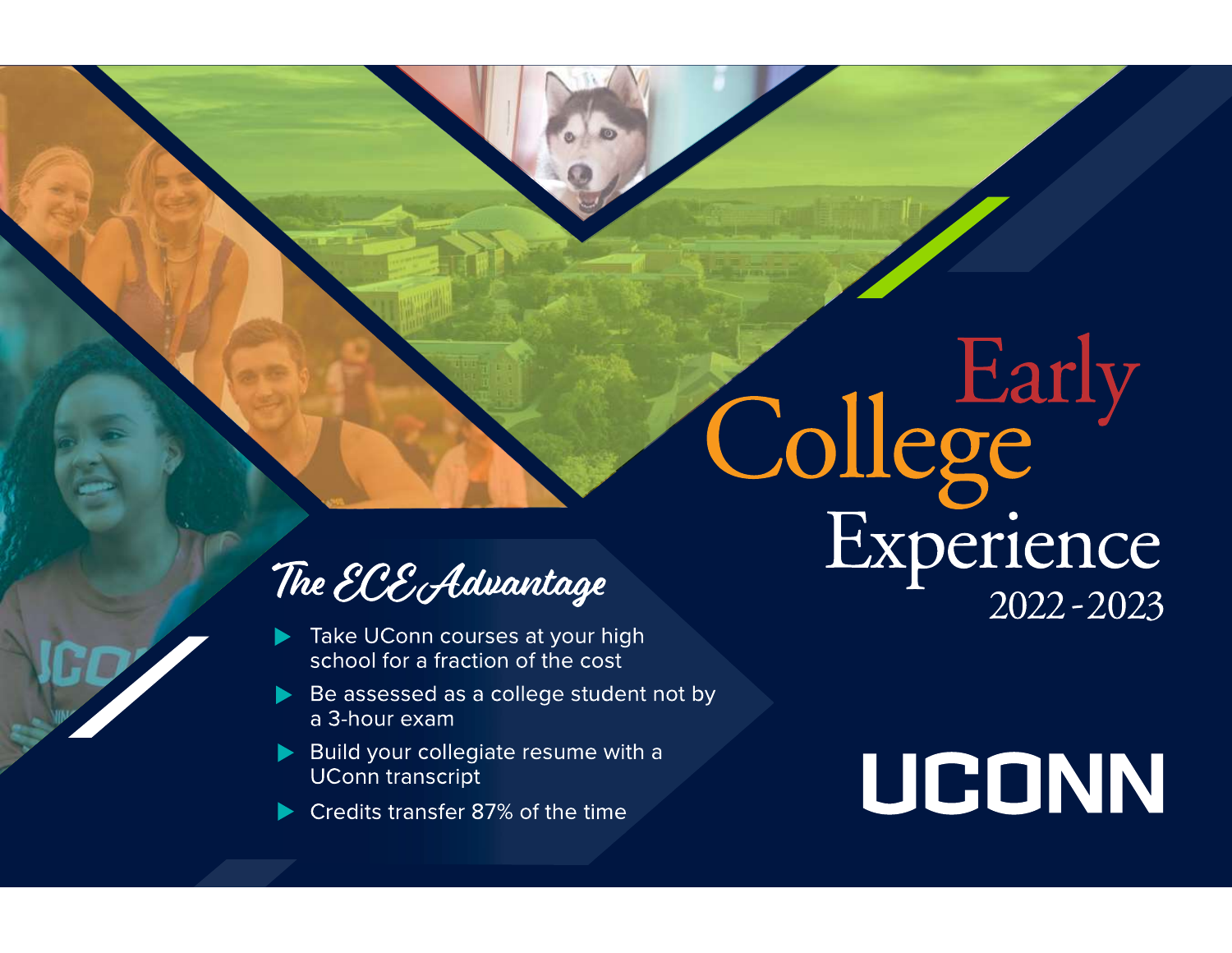# Early College Experience

2022 - 2023

## The ECE Advantage

- Take UConn courses at your high school for a fraction of the cost
- Be assessed as a college student not by a 3-hour exam
- Build your collegiate resume with a UConn transcript
- Credits transfer 87% of the time

UCONN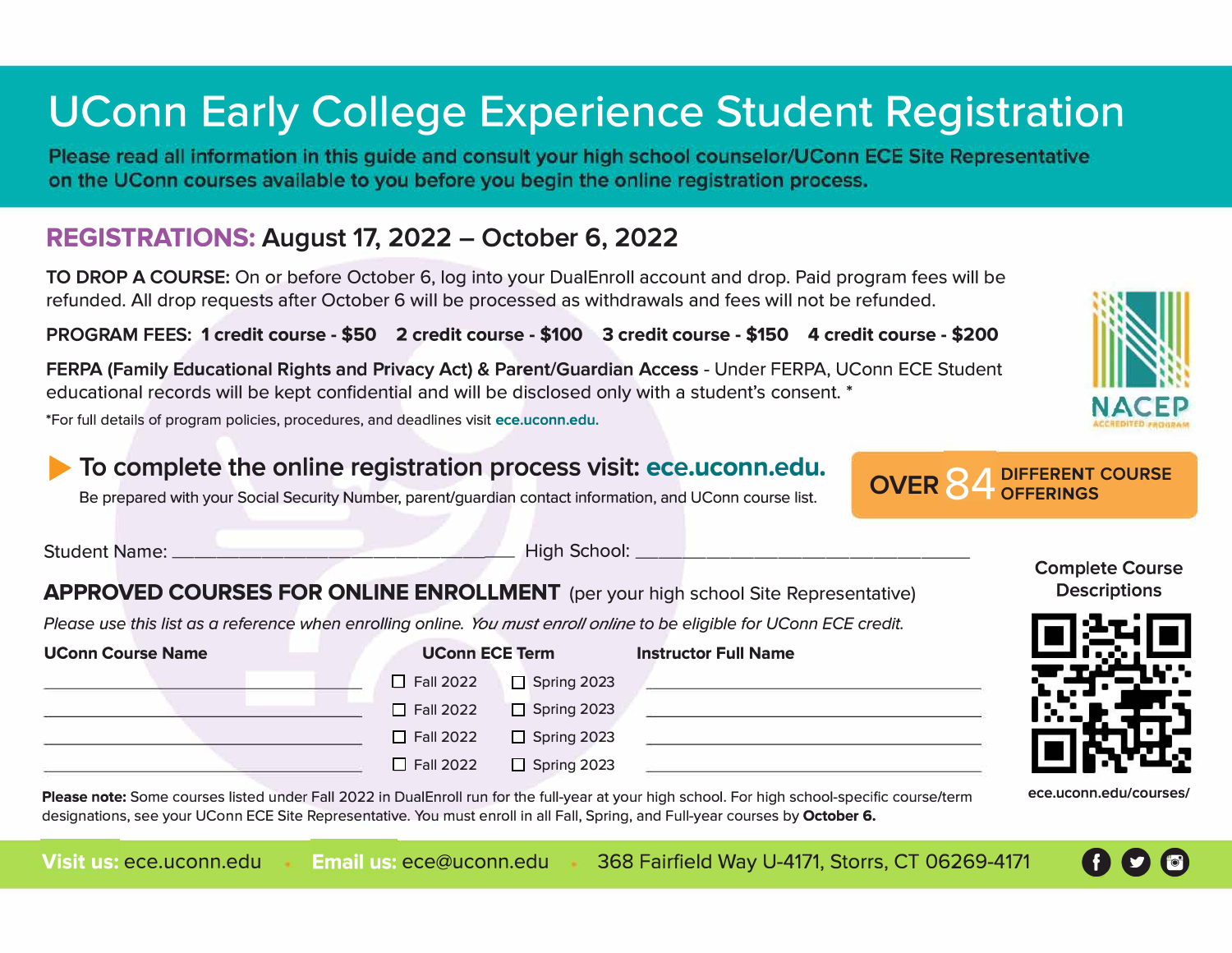# UConn Early College Experience Student Registration

**Please read all information in this guide and consult your high school counselor/UConn ECE Site Representative on the UConn courses available to you before you begin the online registration process.**

## REGISTRATIONS: August 17, 2022 – October 6, 2022

**TO DROP A COURSE:** On or before October 6, log into your DualEnroll account and drop. Paid program fees will be refunded. All drop requests after October 6 will be processed as withdrawals and fees will not be refunded.

**PROGRAM FEES: 1 credit course - $50 2 credit course - $100 3 credit course - $150 4 credit course - $200**

**FERPA (Family Educational Rights and Privacy Act) & Parent/Guardian Access** - Under FERPA, UConn ECE Student educational records will be kept confidential and will be disclosed only with a student's consent. *

*For full details of program policies, procedures, and deadlines visit ece.uconn.edu.

NACEP ACCREDITED PROGRAM

## To complete the online registration process visit: ece.uconn.edu.

Be prepared with your Social Security Number, parent/guardian contact information, and UConn course list.

**OVER 84 DIFFERENT COURSE OFFERINGS**

Student Name: ______________________________ High School: ______________________________

## APPROVED COURSES FOR ONLINE ENROLLMENT (per your high school Site Representative)

*Please use this list as a reference when enrolling online. You must enroll online to be eligible for UConn ECE credit.*

| UConn Course Name | UConn ECE Term | | Instructor Full Name |
|---|---|---|---|
| ______________________ | ☐ Fall 2022 | ☐ Spring 2023 | ______________________ |
| ______________________ | ☐ Fall 2022 | ☐ Spring 2023 | ______________________ |
| ______________________ | ☐ Fall 2022 | ☐ Spring 2023 | ______________________ |
| ______________________ | ☐ Fall 2022 | ☐ Spring 2023 | ______________________ |

**Please note:** Some courses listed under Fall 2022 in DualEnroll run for the full-year at your high school. For high school-specific course/term designations, see your UConn ECE Site Representative. You must enroll in all Fall, Spring, and Full-year courses by **October 6.**

**Complete Course Descriptions**

ece.uconn.edu/courses/

**Visit us:** ece.uconn.edu • **Email us:** ece@uconn.edu • 368 Fairfield Way U-4171, Storrs, CT 06269-4171